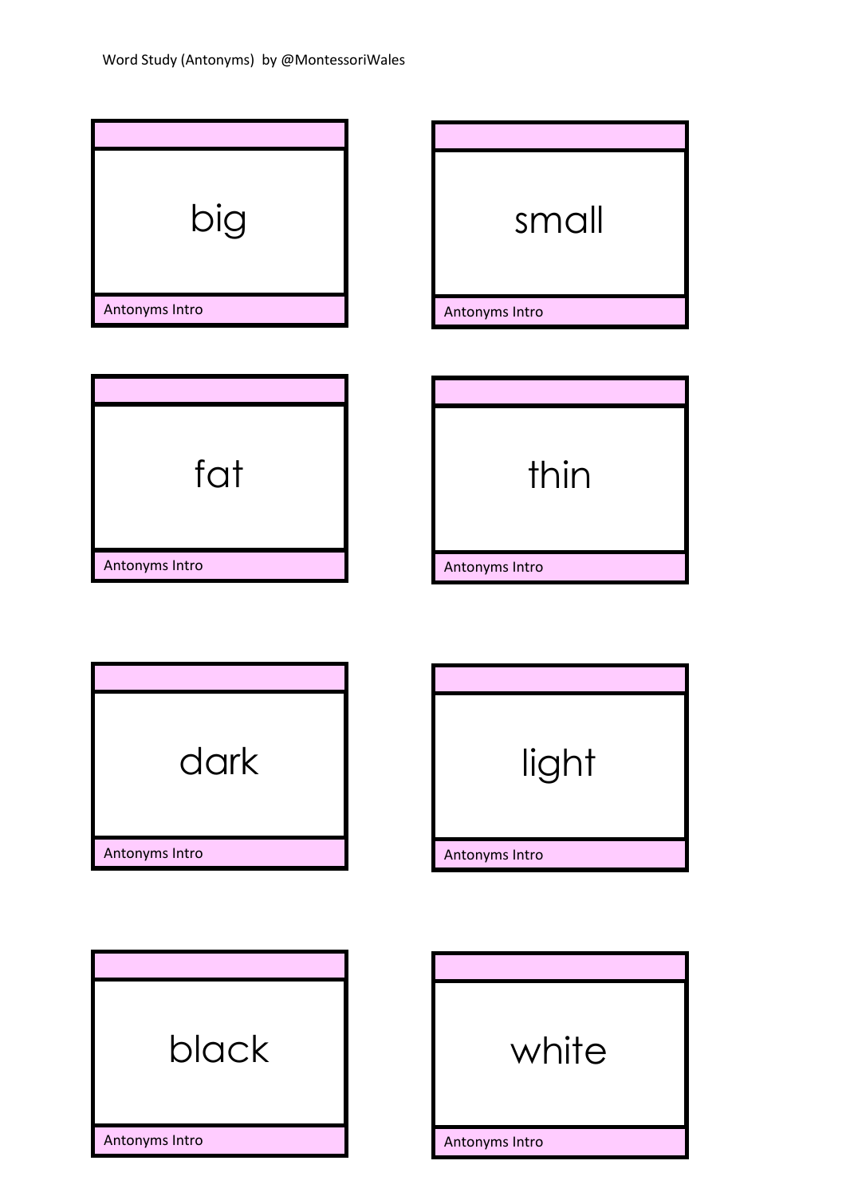Word Study (Antonyms) by @MontessoriWales

big

Antonyms Intro

small

Antonyms Intro

fat

Antonyms Intro

thin

Antonyms Intro

dark

Antonyms Intro

light

Antonyms Intro

black

Antonyms Intro

white

Antonyms Intro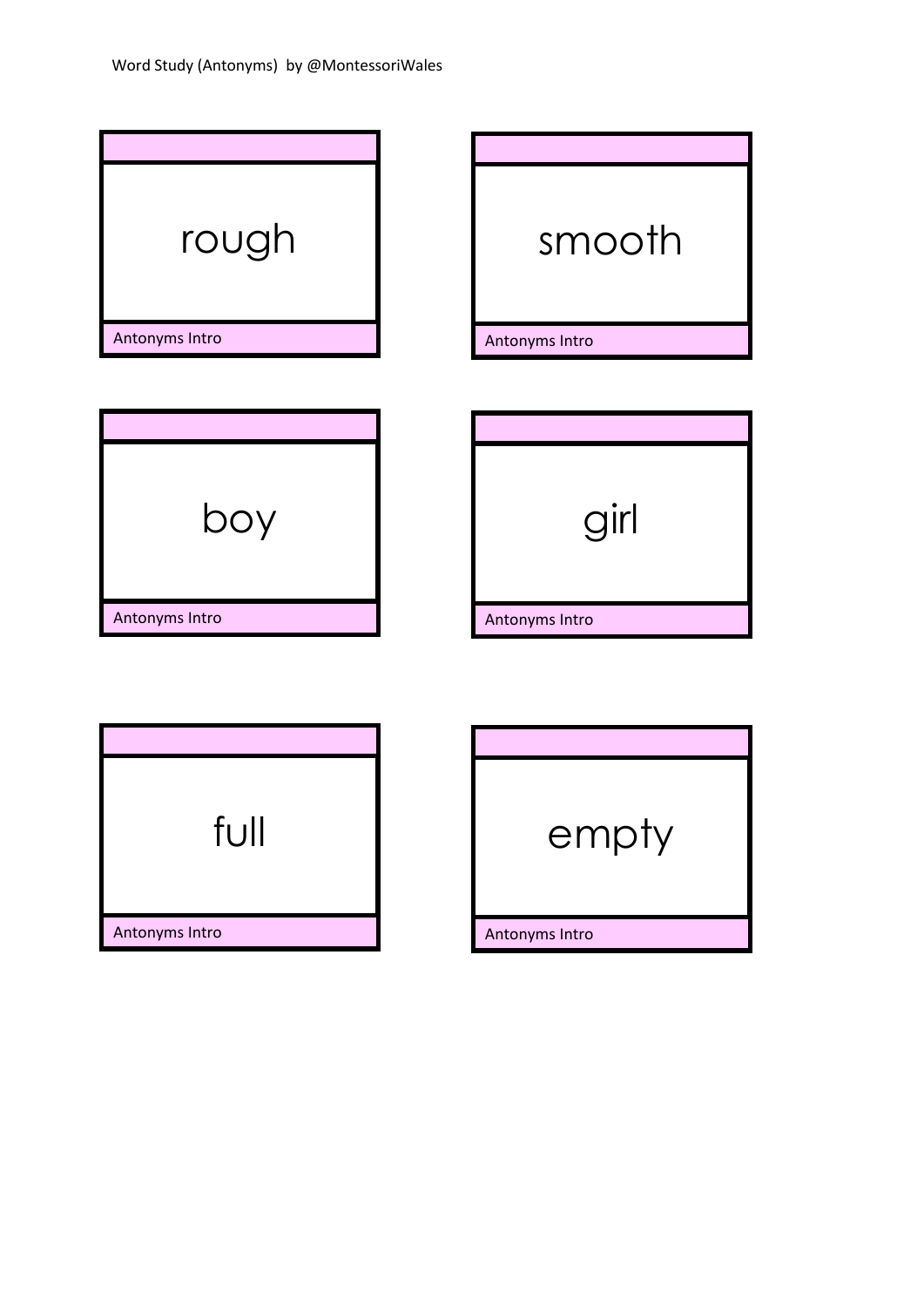Word Study (Antonyms) by @MontessoriWales

rough

Antonyms Intro

smooth

Antonyms Intro

boy

Antonyms Intro

girl

Antonyms Intro

full

Antonyms Intro

empty

Antonyms Intro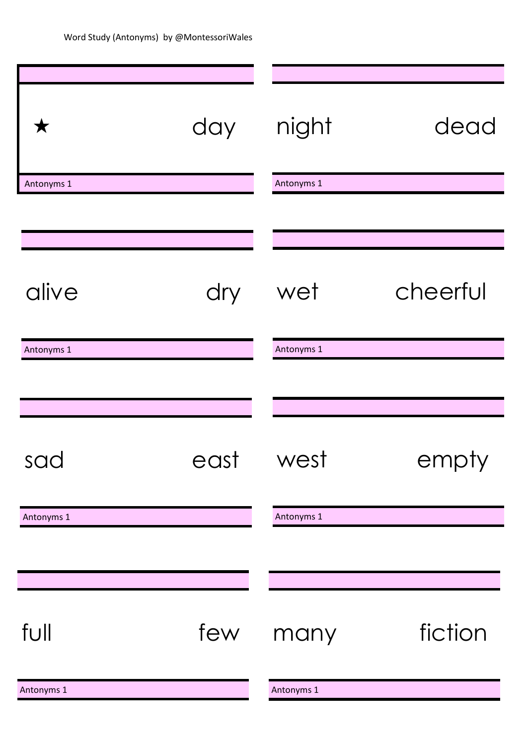Word Study (Antonyms) by @MontessoriWales

★ day

Antonyms 1

night dead

Antonyms 1

alive dry

Antonyms 1

wet cheerful

Antonyms 1

sad east

Antonyms 1

west empty

Antonyms 1

full few

Antonyms 1

many fiction

Antonyms 1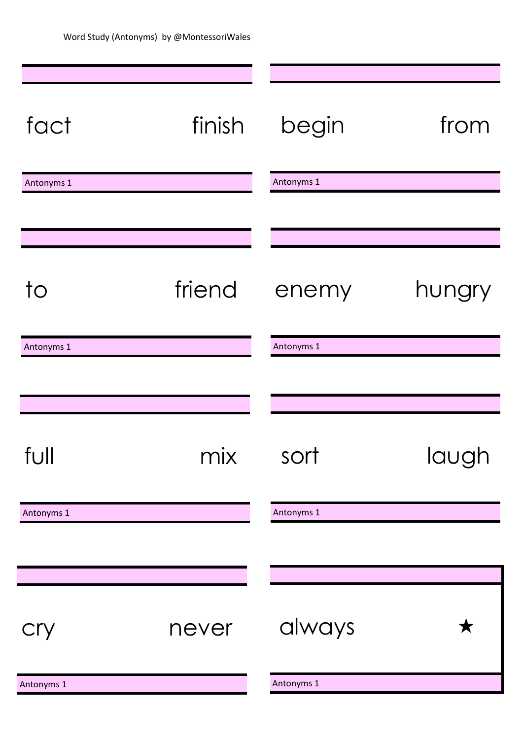Word Study (Antonyms) by @MontessoriWales

fact finish

Antonyms 1

begin from

Antonyms 1

to friend

Antonyms 1

enemy hungry

Antonyms 1

full mix

Antonyms 1

sort laugh

Antonyms 1

cry never

Antonyms 1

always ★

Antonyms 1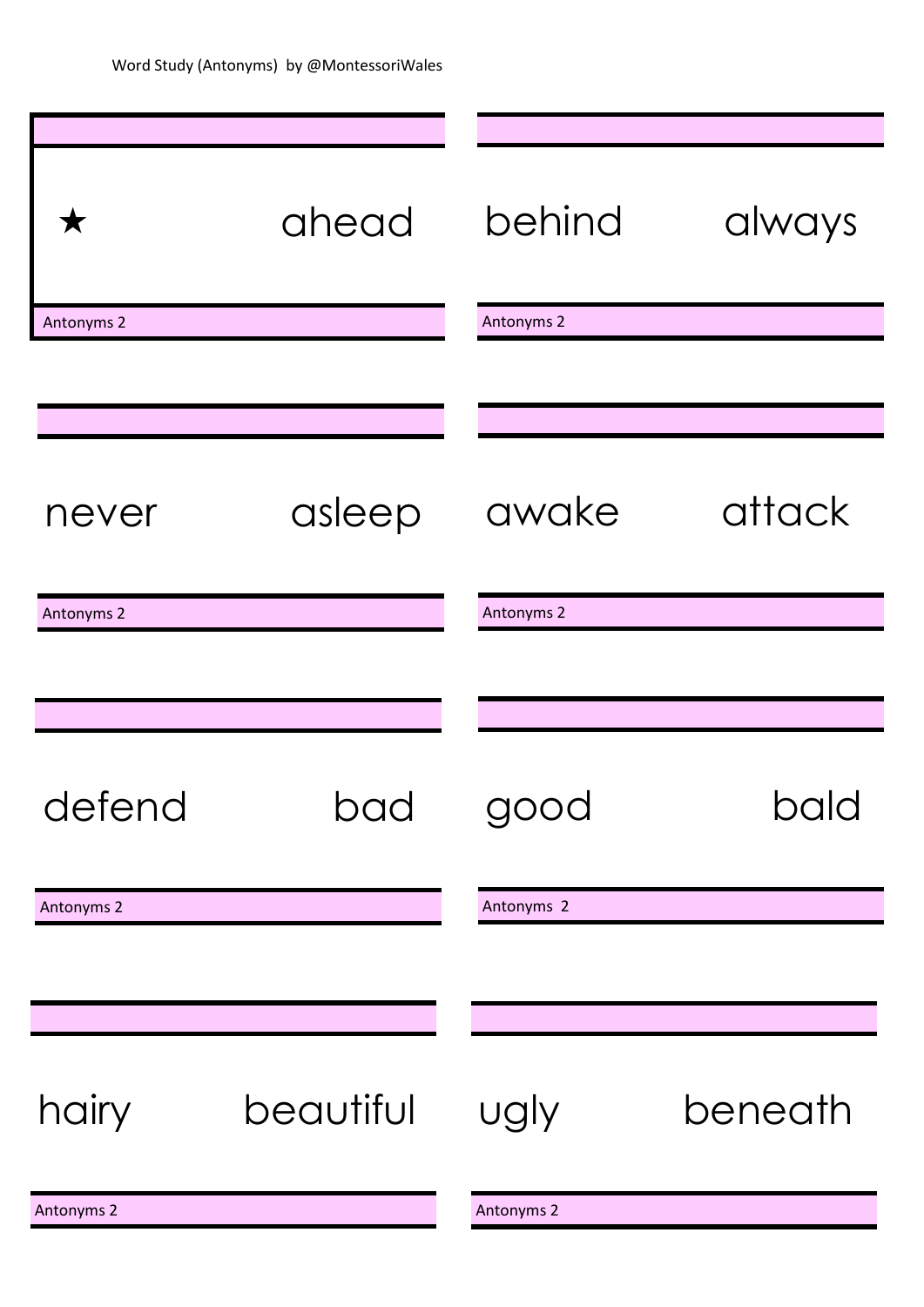Word Study (Antonyms) by @MontessoriWales

| | |
|---|---|
| ★ ahead | behind always |
| never asleep | awake attack |
| defend bad | good bald |
| hairy beautiful | ugly beneath |

Antonyms 2

Antonyms 2

Antonyms 2

Antonyms 2

Antonyms 2

Antonyms 2

Antonyms 2

Antonyms 2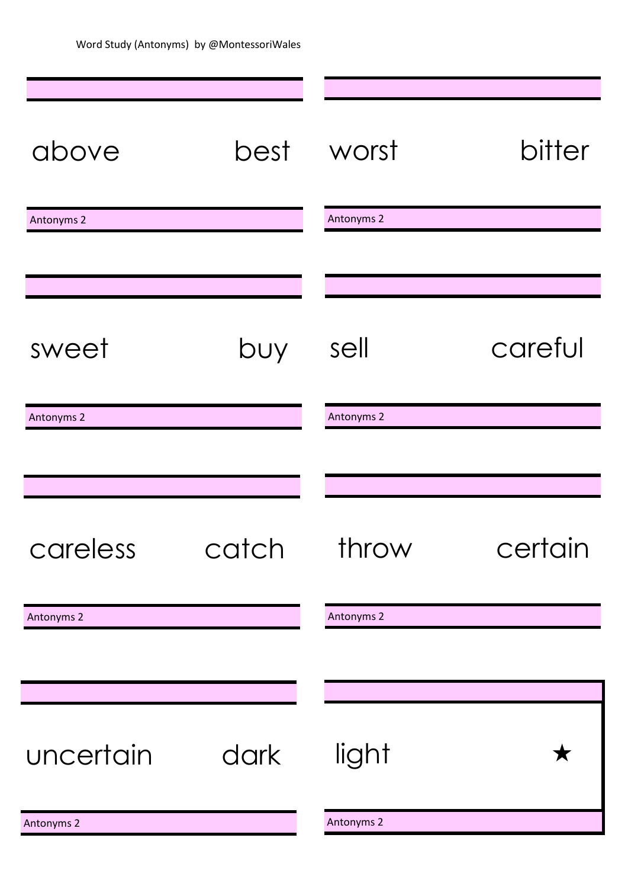Word Study (Antonyms) by @MontessoriWales

above best

Antonyms 2

worst bitter

Antonyms 2

sweet buy

Antonyms 2

sell careful

Antonyms 2

careless catch

Antonyms 2

throw certain

Antonyms 2

uncertain dark

Antonyms 2

light ★

Antonyms 2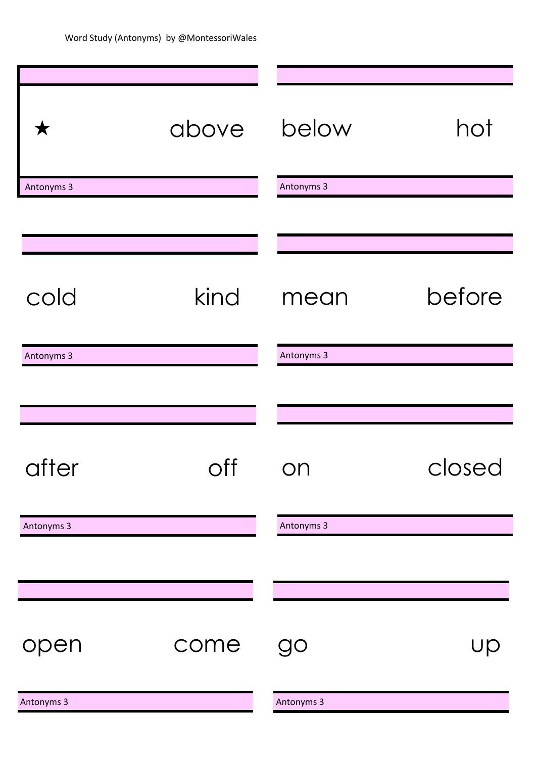Word Study (Antonyms) by @MontessoriWales

★ above

Antonyms 3

below hot

Antonyms 3

cold kind

Antonyms 3

mean before

Antonyms 3

after off

Antonyms 3

on closed

Antonyms 3

open come

Antonyms 3

go up

Antonyms 3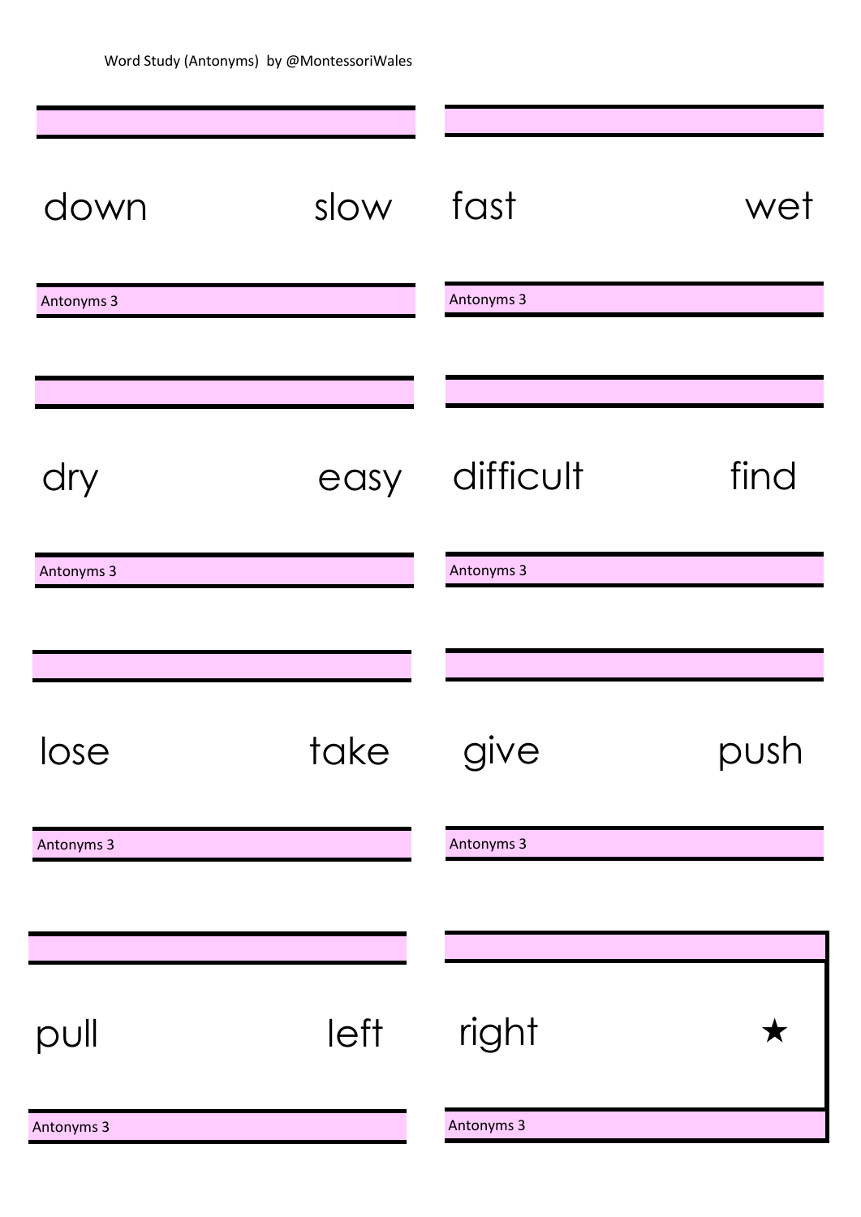Word Study (Antonyms) by @MontessoriWales

down slow

Antonyms 3

fast wet

Antonyms 3

dry easy

Antonyms 3

difficult find

Antonyms 3

lose take

Antonyms 3

give push

Antonyms 3

pull left

Antonyms 3

right ★

Antonyms 3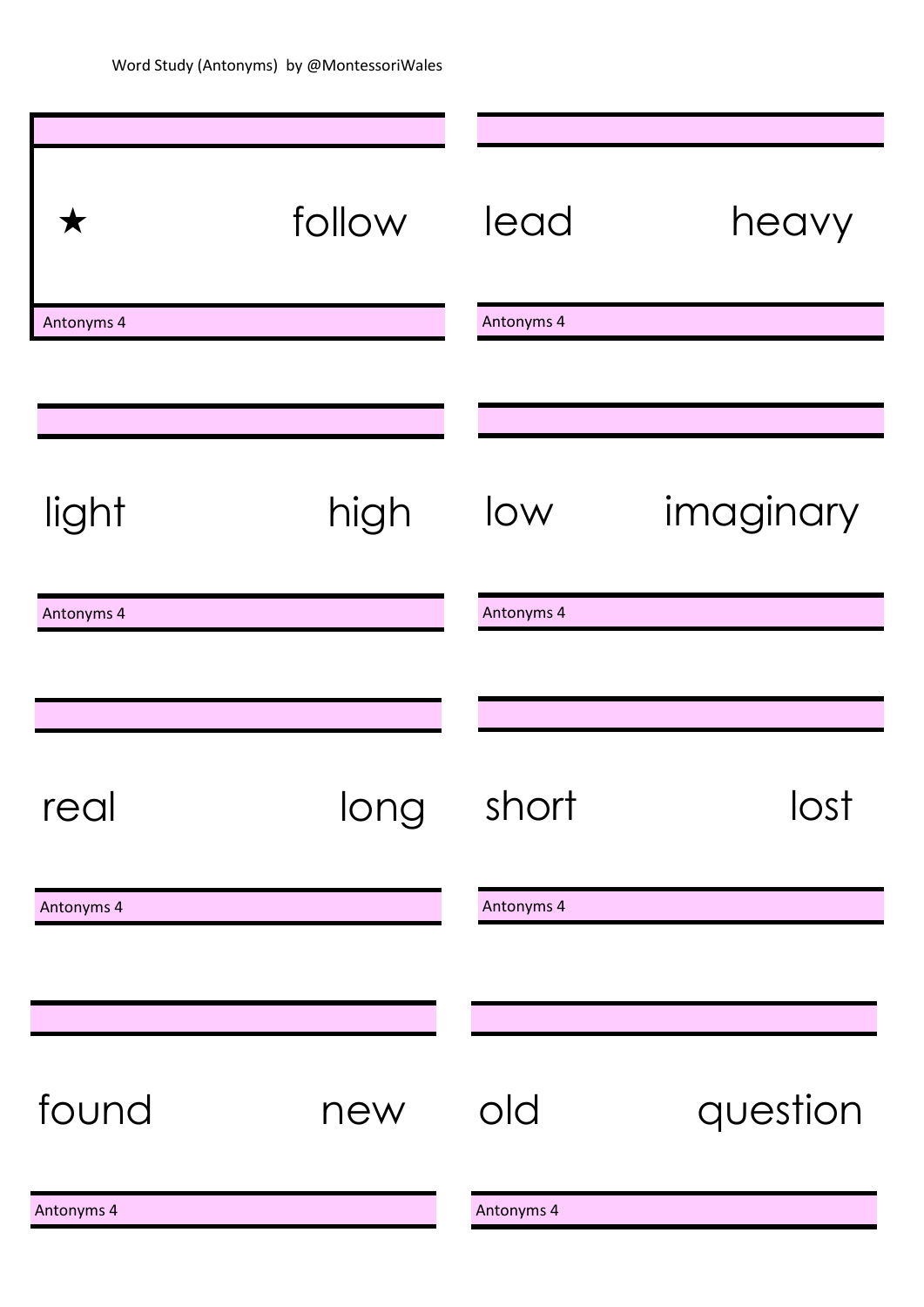Word Study (Antonyms) by @MontessoriWales

| | |
|---|---|
| ★ follow | lead heavy |
| Antonyms 4 | Antonyms 4 |
| light high | low imaginary |
| Antonyms 4 | Antonyms 4 |
| real long | short lost |
| Antonyms 4 | Antonyms 4 |
| found new | old question |
| Antonyms 4 | Antonyms 4 |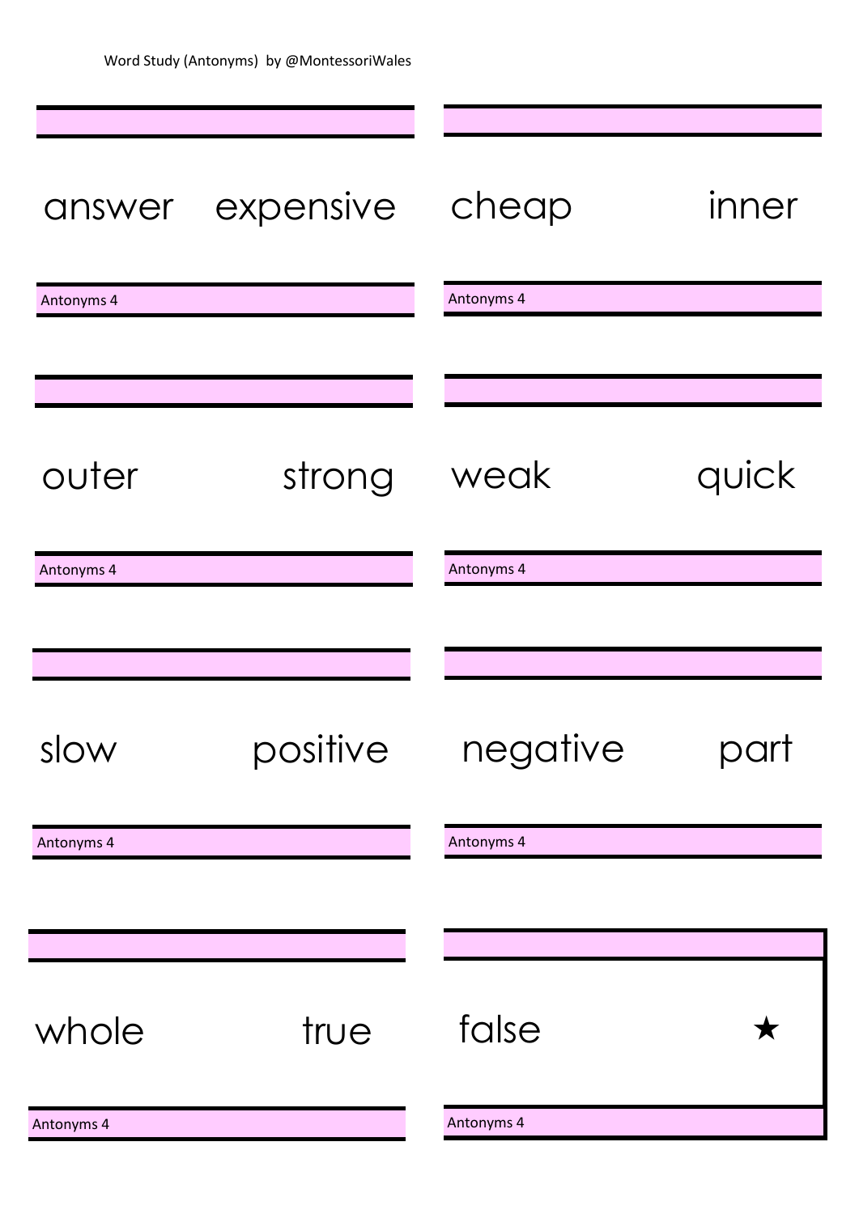Word Study (Antonyms) by @MontessoriWales

answer expensive

Antonyms 4

cheap inner

Antonyms 4

outer strong

Antonyms 4

weak quick

Antonyms 4

slow positive

Antonyms 4

negative part

Antonyms 4

whole true

Antonyms 4

false ★

Antonyms 4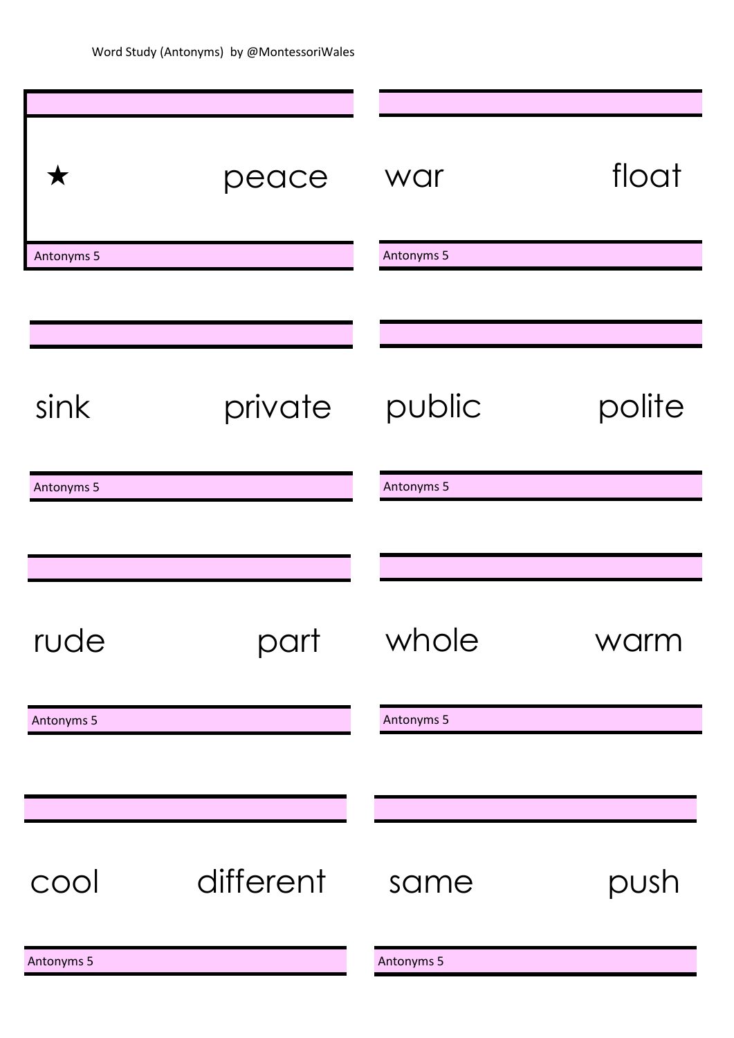Word Study (Antonyms) by @MontessoriWales

★ peace

Antonyms 5

war float

Antonyms 5

sink private

Antonyms 5

public polite

Antonyms 5

rude part

Antonyms 5

whole warm

Antonyms 5

cool different

Antonyms 5

same push

Antonyms 5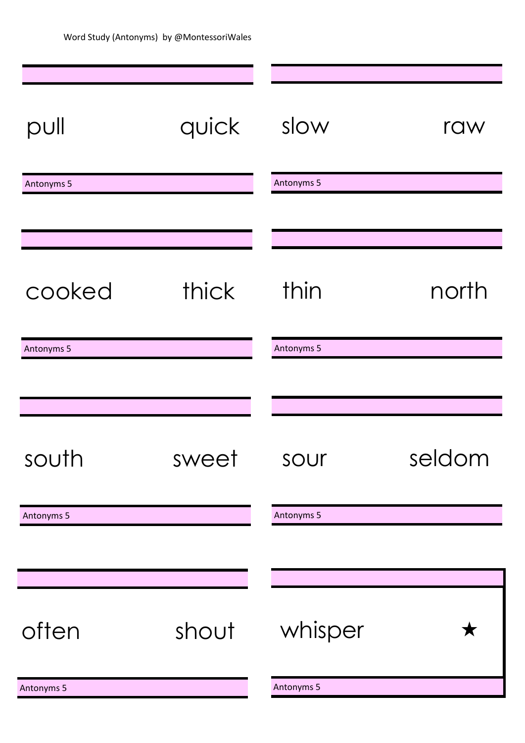Word Study (Antonyms) by @MontessoriWales

pull quick

Antonyms 5

slow raw

Antonyms 5

cooked thick

Antonyms 5

thin north

Antonyms 5

south sweet

Antonyms 5

sour seldom

Antonyms 5

often shout

Antonyms 5

whisper ★

Antonyms 5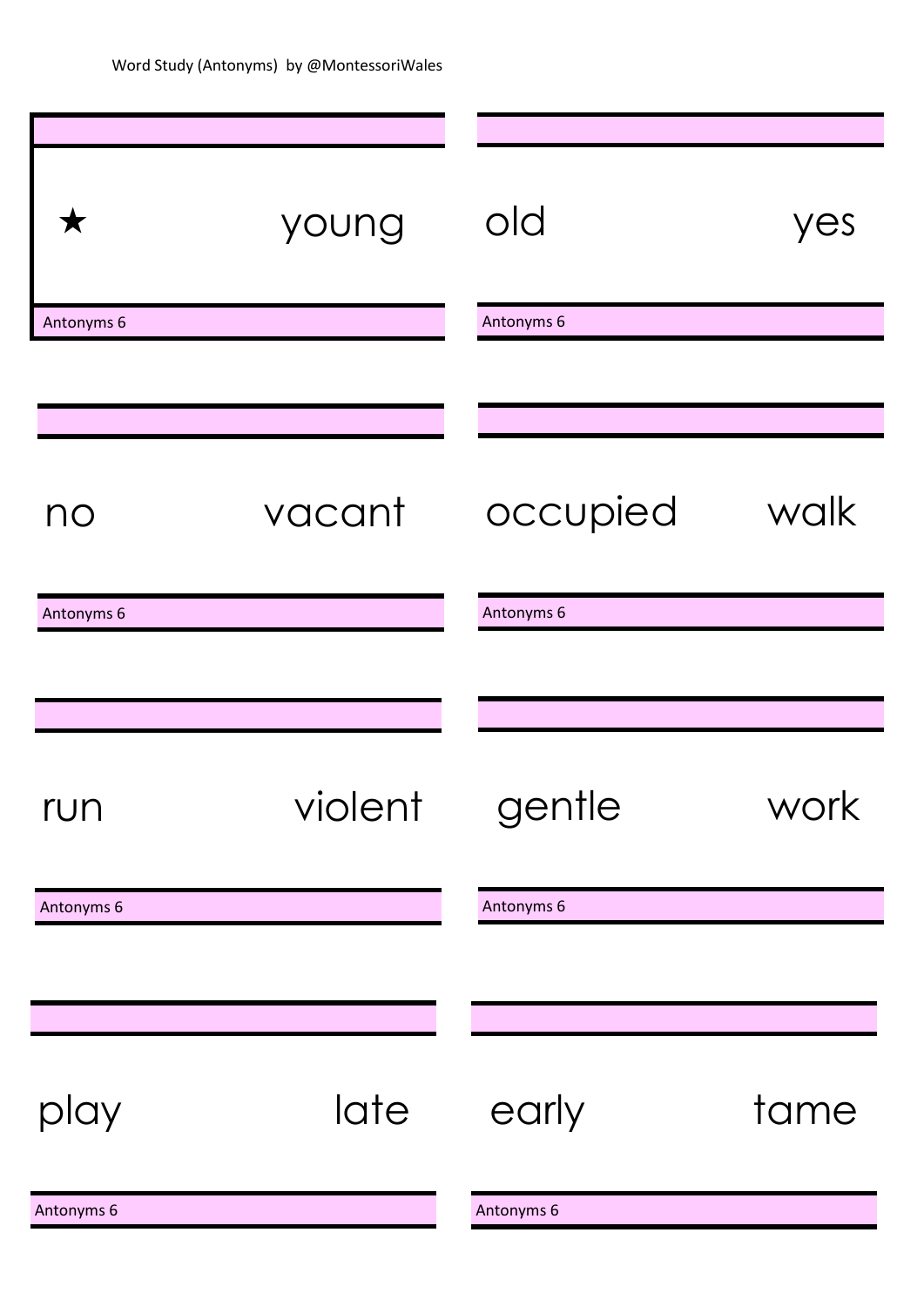Word Study (Antonyms) by @MontessoriWales

★ young

Antonyms 6

old yes

Antonyms 6

no vacant

Antonyms 6

occupied walk

Antonyms 6

run violent

Antonyms 6

gentle work

Antonyms 6

play late

Antonyms 6

early tame

Antonyms 6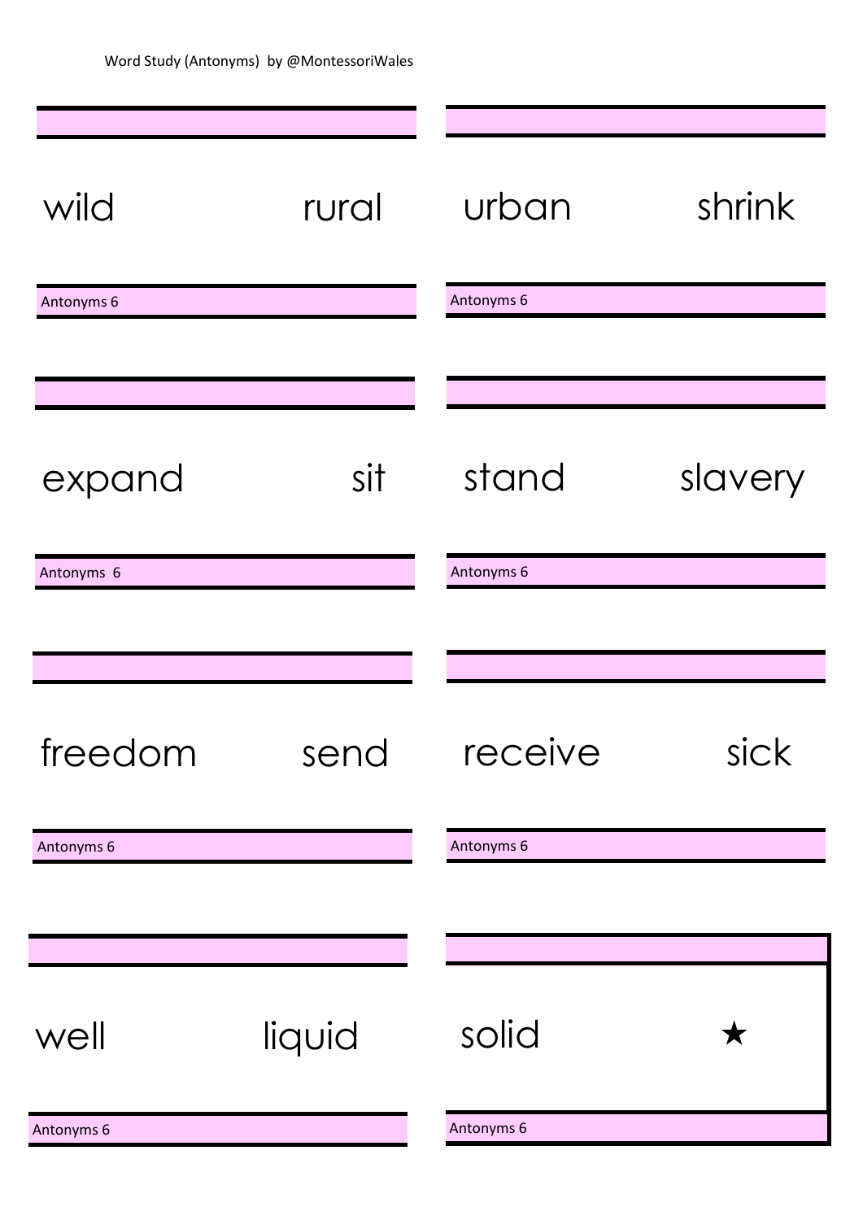Word Study (Antonyms) by @MontessoriWales

wild rural

Antonyms 6

urban shrink

Antonyms 6

expand sit

Antonyms 6

stand slavery

Antonyms 6

freedom send

Antonyms 6

receive sick

Antonyms 6

well liquid

Antonyms 6

solid ★

Antonyms 6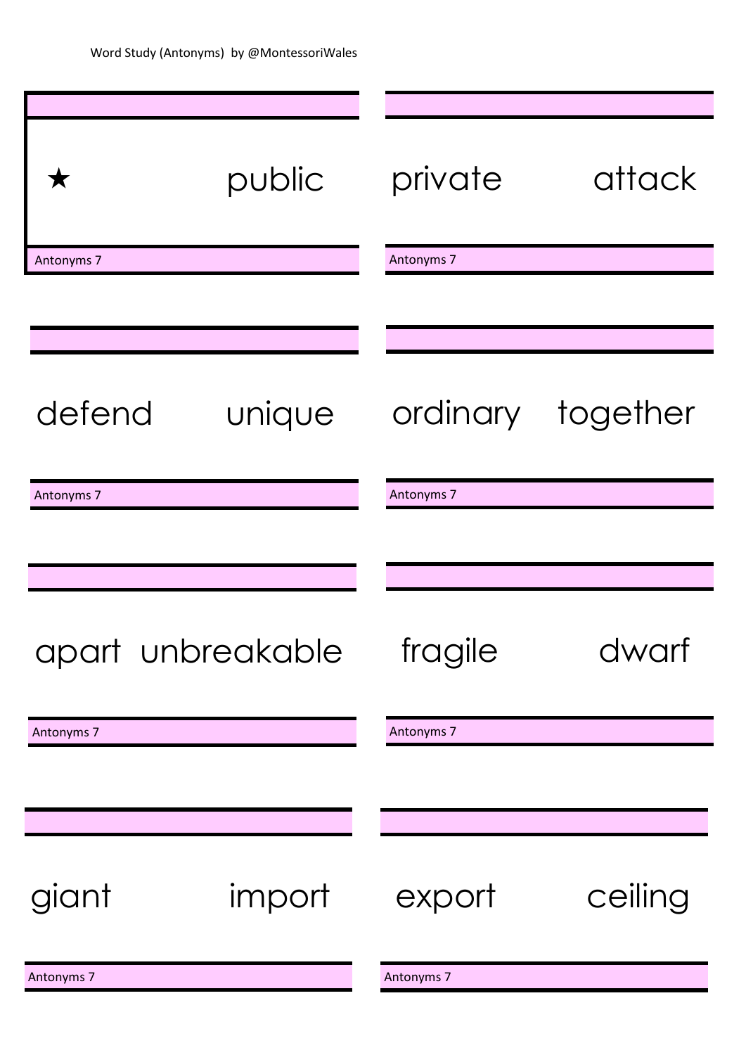Word Study (Antonyms) by @MontessoriWales

★ public

Antonyms 7

private attack

Antonyms 7

defend unique

Antonyms 7

ordinary together

Antonyms 7

apart unbreakable

Antonyms 7

fragile dwarf

Antonyms 7

giant import

Antonyms 7

export ceiling

Antonyms 7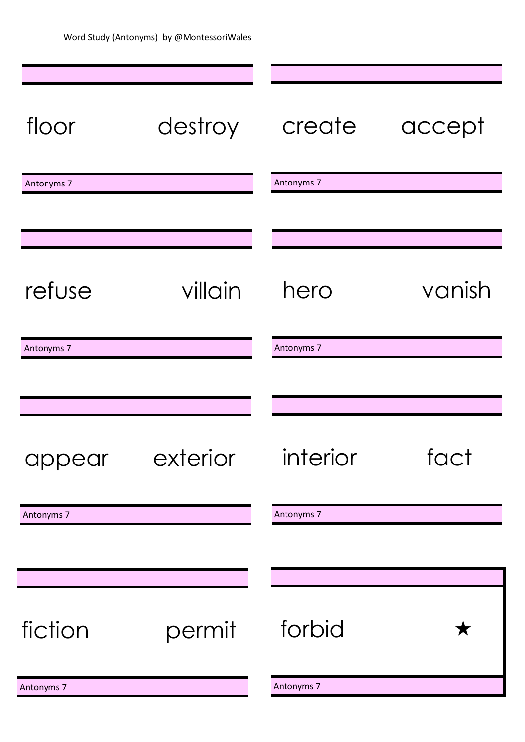Word Study (Antonyms) by @MontessoriWales

floor destroy

Antonyms 7

create accept

Antonyms 7

refuse villain

Antonyms 7

hero vanish

Antonyms 7

appear exterior

Antonyms 7

interior fact

Antonyms 7

fiction permit

Antonyms 7

forbid ★

Antonyms 7